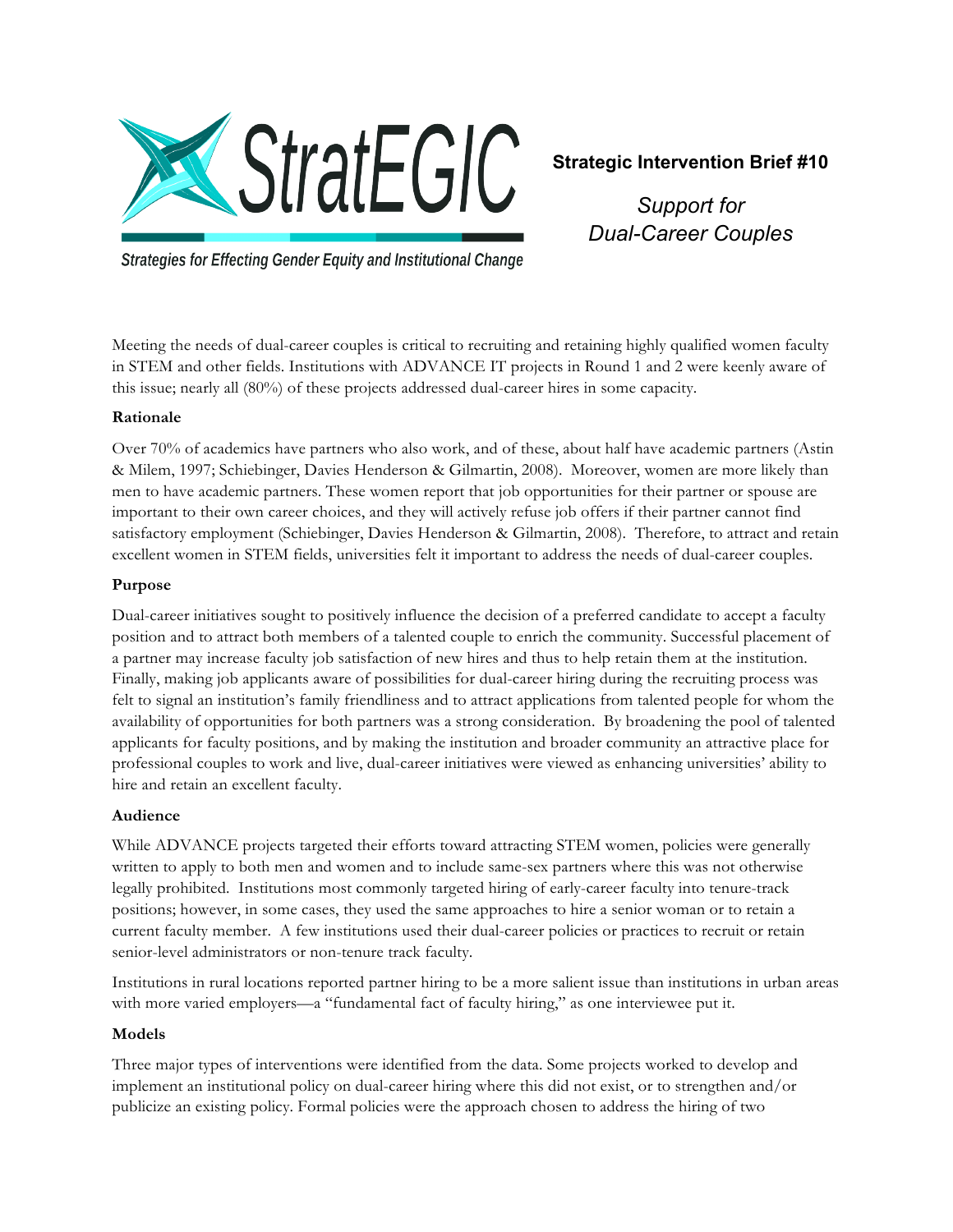# StratEGIC

*Strategies for Effecting Gender Equity and Institutional Change*

**Strategic Intervention Brief #10**

## *Support for Dual-Career Couples*

Meeting the needs of dual-career couples is critical to recruiting and retaining highly qualified women faculty in STEM and other fields. Institutions with ADVANCE IT projects in Round 1 and 2 were keenly aware of this issue; nearly all (80%) of these projects addressed dual-career hires in some capacity.

### Rationale

Over 70% of academics have partners who also work, and of these, about half have academic partners (Astin & Milem, 1997; Schiebinger, Davies Henderson & Gilmartin, 2008). Moreover, women are more likely than men to have academic partners. These women report that job opportunities for their partner or spouse are important to their own career choices, and they will actively refuse job offers if their partner cannot find satisfactory employment (Schiebinger, Davies Henderson & Gilmartin, 2008). Therefore, to attract and retain excellent women in STEM fields, universities felt it important to address the needs of dual-career couples.

### Purpose

Dual-career initiatives sought to positively influence the decision of a preferred candidate to accept a faculty position and to attract both members of a talented couple to enrich the community. Successful placement of a partner may increase faculty job satisfaction of new hires and thus to help retain them at the institution. Finally, making job applicants aware of possibilities for dual-career hiring during the recruiting process was felt to signal an institution's family friendliness and to attract applications from talented people for whom the availability of opportunities for both partners was a strong consideration. By broadening the pool of talented applicants for faculty positions, and by making the institution and broader community an attractive place for professional couples to work and live, dual-career initiatives were viewed as enhancing universities' ability to hire and retain an excellent faculty.

### Audience

While ADVANCE projects targeted their efforts toward attracting STEM women, policies were generally written to apply to both men and women and to include same-sex partners where this was not otherwise legally prohibited. Institutions most commonly targeted hiring of early-career faculty into tenure-track positions; however, in some cases, they used the same approaches to hire a senior woman or to retain a current faculty member. A few institutions used their dual-career policies or practices to recruit or retain senior-level administrators or non-tenure track faculty.

Institutions in rural locations reported partner hiring to be a more salient issue than institutions in urban areas with more varied employers—a "fundamental fact of faculty hiring," as one interviewee put it.

### Models

Three major types of interventions were identified from the data. Some projects worked to develop and implement an institutional policy on dual-career hiring where this did not exist, or to strengthen and/or publicize an existing policy. Formal policies were the approach chosen to address the hiring of two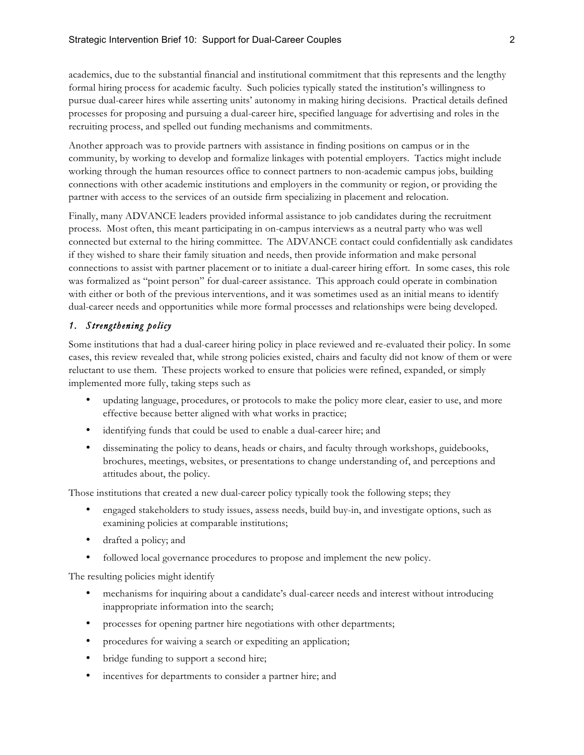academics, due to the substantial financial and institutional commitment that this represents and the lengthy formal hiring process for academic faculty. Such policies typically stated the institution's willingness to pursue dual-career hires while asserting units' autonomy in making hiring decisions. Practical details defined processes for proposing and pursuing a dual-career hire, specified language for advertising and roles in the recruiting process, and spelled out funding mechanisms and commitments.

Another approach was to provide partners with assistance in finding positions on campus or in the community, by working to develop and formalize linkages with potential employers. Tactics might include working through the human resources office to connect partners to non-academic campus jobs, building connections with other academic institutions and employers in the community or region, or providing the partner with access to the services of an outside firm specializing in placement and relocation.

Finally, many ADVANCE leaders provided informal assistance to job candidates during the recruitment process. Most often, this meant participating in on-campus interviews as a neutral party who was well connected but external to the hiring committee. The ADVANCE contact could confidentially ask candidates if they wished to share their family situation and needs, then provide information and make personal connections to assist with partner placement or to initiate a dual-career hiring effort. In some cases, this role was formalized as "point person" for dual-career assistance. This approach could operate in combination with either or both of the previous interventions, and it was sometimes used as an initial means to identify dual-career needs and opportunities while more formal processes and relationships were being developed.

### *1. Strengthening policy*

Some institutions that had a dual-career hiring policy in place reviewed and re-evaluated their policy. In some cases, this review revealed that, while strong policies existed, chairs and faculty did not know of them or were reluctant to use them. These projects worked to ensure that policies were refined, expanded, or simply implemented more fully, taking steps such as

- updating language, procedures, or protocols to make the policy more clear, easier to use, and more effective because better aligned with what works in practice;
- identifying funds that could be used to enable a dual-career hire; and
- disseminating the policy to deans, heads or chairs, and faculty through workshops, guidebooks, brochures, meetings, websites, or presentations to change understanding of, and perceptions and attitudes about, the policy.

Those institutions that created a new dual-career policy typically took the following steps; they

- engaged stakeholders to study issues, assess needs, build buy-in, and investigate options, such as examining policies at comparable institutions;
- drafted a policy; and
- followed local governance procedures to propose and implement the new policy.

The resulting policies might identify

- mechanisms for inquiring about a candidate's dual-career needs and interest without introducing inappropriate information into the search;
- processes for opening partner hire negotiations with other departments;
- procedures for waiving a search or expediting an application;
- bridge funding to support a second hire;
- incentives for departments to consider a partner hire; and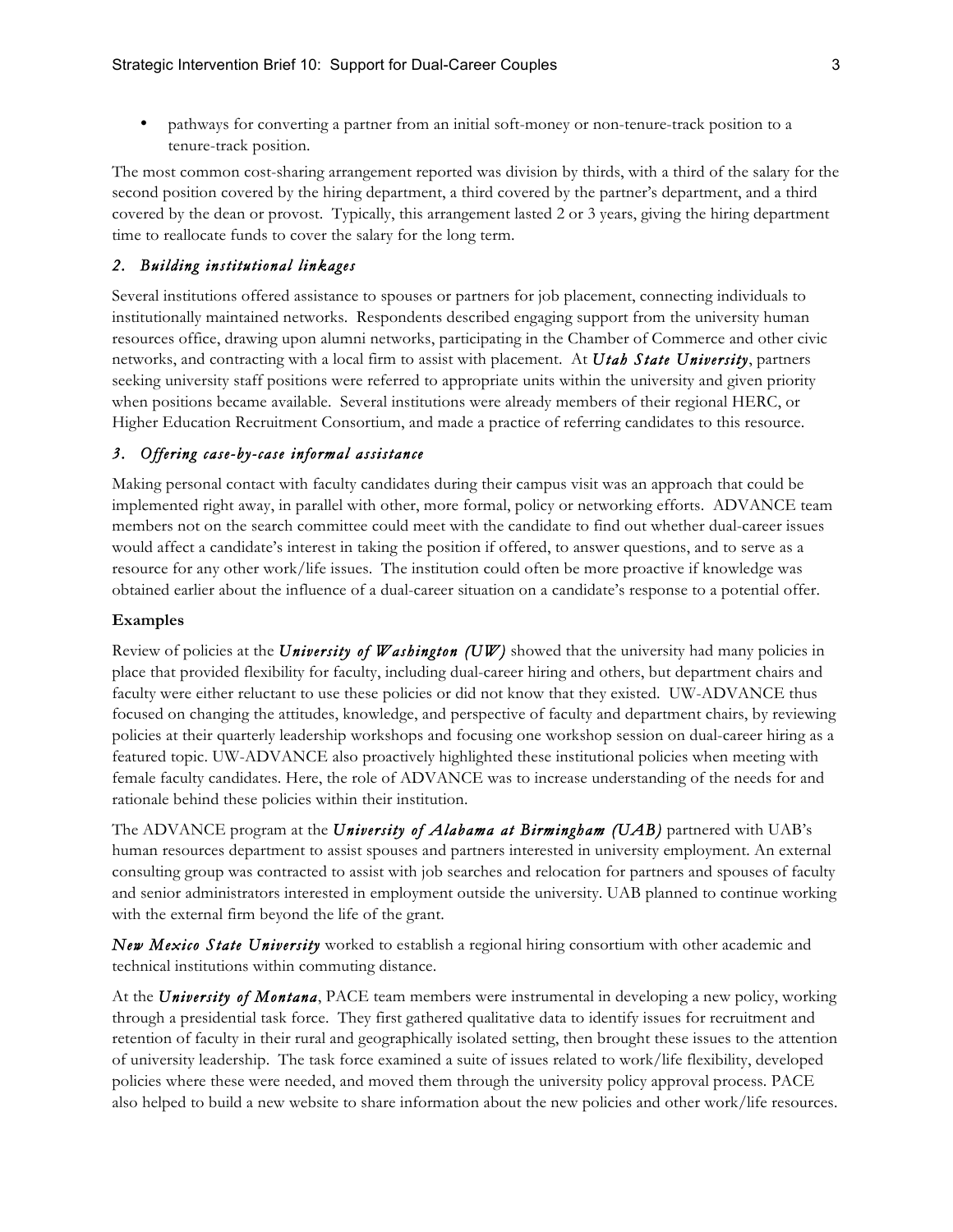- pathways for converting a partner from an initial soft-money or non-tenure-track position to a tenure-track position.

The most common cost-sharing arrangement reported was division by thirds, with a third of the salary for the second position covered by the hiring department, a third covered by the partner's department, and a third covered by the dean or provost. Typically, this arrangement lasted 2 or 3 years, giving the hiring department time to reallocate funds to cover the salary for the long term.

### *2. Building institutional linkages*

Several institutions offered assistance to spouses or partners for job placement, connecting individuals to institutionally maintained networks. Respondents described engaging support from the university human resources office, drawing upon alumni networks, participating in the Chamber of Commerce and other civic networks, and contracting with a local firm to assist with placement. At ***Utah State University***, partners seeking university staff positions were referred to appropriate units within the university and given priority when positions became available. Several institutions were already members of their regional HERC, or Higher Education Recruitment Consortium, and made a practice of referring candidates to this resource.

### *3. Offering case-by-case informal assistance*

Making personal contact with faculty candidates during their campus visit was an approach that could be implemented right away, in parallel with other, more formal, policy or networking efforts. ADVANCE team members not on the search committee could meet with the candidate to find out whether dual-career issues would affect a candidate's interest in taking the position if offered, to answer questions, and to serve as a resource for any other work/life issues. The institution could often be more proactive if knowledge was obtained earlier about the influence of a dual-career situation on a candidate's response to a potential offer.

**Examples**

Review of policies at the ***University of Washington (UW)*** showed that the university had many policies in place that provided flexibility for faculty, including dual-career hiring and others, but department chairs and faculty were either reluctant to use these policies or did not know that they existed. UW-ADVANCE thus focused on changing the attitudes, knowledge, and perspective of faculty and department chairs, by reviewing policies at their quarterly leadership workshops and focusing one workshop session on dual-career hiring as a featured topic. UW-ADVANCE also proactively highlighted these institutional policies when meeting with female faculty candidates. Here, the role of ADVANCE was to increase understanding of the needs for and rationale behind these policies within their institution.

The ADVANCE program at the ***University of Alabama at Birmingham (UAB)*** partnered with UAB's human resources department to assist spouses and partners interested in university employment. An external consulting group was contracted to assist with job searches and relocation for partners and spouses of faculty and senior administrators interested in employment outside the university. UAB planned to continue working with the external firm beyond the life of the grant.

***New Mexico State University*** worked to establish a regional hiring consortium with other academic and technical institutions within commuting distance.

At the ***University of Montana***, PACE team members were instrumental in developing a new policy, working through a presidential task force. They first gathered qualitative data to identify issues for recruitment and retention of faculty in their rural and geographically isolated setting, then brought these issues to the attention of university leadership. The task force examined a suite of issues related to work/life flexibility, developed policies where these were needed, and moved them through the university policy approval process. PACE also helped to build a new website to share information about the new policies and other work/life resources.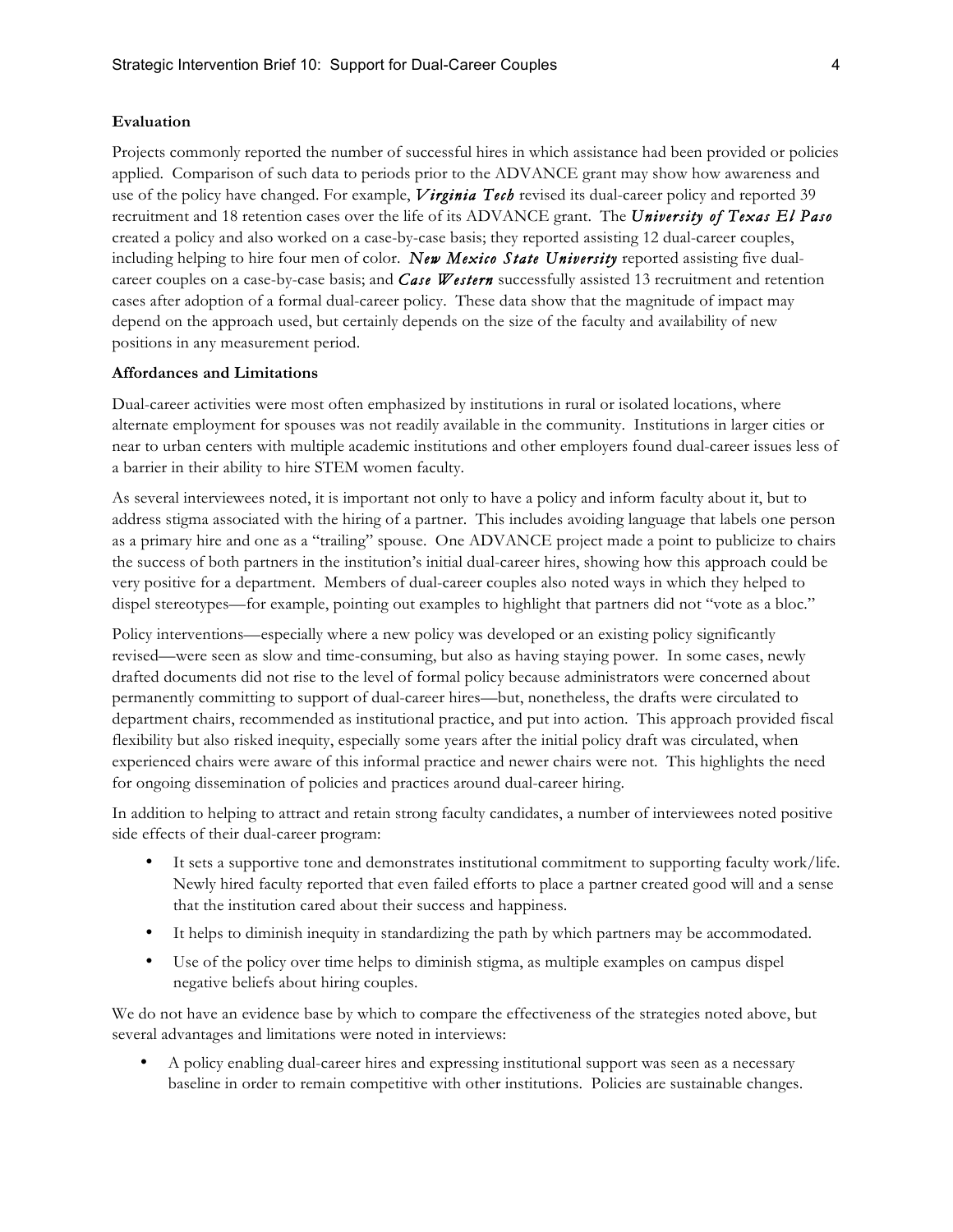**Evaluation**

Projects commonly reported the number of successful hires in which assistance had been provided or policies applied. Comparison of such data to periods prior to the ADVANCE grant may show how awareness and use of the policy have changed. For example, ***Virginia Tech*** revised its dual-career policy and reported 39 recruitment and 18 retention cases over the life of its ADVANCE grant. The ***University of Texas El Paso*** created a policy and also worked on a case-by-case basis; they reported assisting 12 dual-career couples, including helping to hire four men of color. ***New Mexico State University*** reported assisting five dual-career couples on a case-by-case basis; and ***Case Western*** successfully assisted 13 recruitment and retention cases after adoption of a formal dual-career policy. These data show that the magnitude of impact may depend on the approach used, but certainly depends on the size of the faculty and availability of new positions in any measurement period.

**Affordances and Limitations**

Dual-career activities were most often emphasized by institutions in rural or isolated locations, where alternate employment for spouses was not readily available in the community. Institutions in larger cities or near to urban centers with multiple academic institutions and other employers found dual-career issues less of a barrier in their ability to hire STEM women faculty.

As several interviewees noted, it is important not only to have a policy and inform faculty about it, but to address stigma associated with the hiring of a partner. This includes avoiding language that labels one person as a primary hire and one as a "trailing" spouse. One ADVANCE project made a point to publicize to chairs the success of both partners in the institution's initial dual-career hires, showing how this approach could be very positive for a department. Members of dual-career couples also noted ways in which they helped to dispel stereotypes—for example, pointing out examples to highlight that partners did not "vote as a bloc."

Policy interventions—especially where a new policy was developed or an existing policy significantly revised—were seen as slow and time-consuming, but also as having staying power. In some cases, newly drafted documents did not rise to the level of formal policy because administrators were concerned about permanently committing to support of dual-career hires—but, nonetheless, the drafts were circulated to department chairs, recommended as institutional practice, and put into action. This approach provided fiscal flexibility but also risked inequity, especially some years after the initial policy draft was circulated, when experienced chairs were aware of this informal practice and newer chairs were not. This highlights the need for ongoing dissemination of policies and practices around dual-career hiring.

In addition to helping to attract and retain strong faculty candidates, a number of interviewees noted positive side effects of their dual-career program:

- It sets a supportive tone and demonstrates institutional commitment to supporting faculty work/life. Newly hired faculty reported that even failed efforts to place a partner created good will and a sense that the institution cared about their success and happiness.
- It helps to diminish inequity in standardizing the path by which partners may be accommodated.
- Use of the policy over time helps to diminish stigma, as multiple examples on campus dispel negative beliefs about hiring couples.

We do not have an evidence base by which to compare the effectiveness of the strategies noted above, but several advantages and limitations were noted in interviews:

- A policy enabling dual-career hires and expressing institutional support was seen as a necessary baseline in order to remain competitive with other institutions. Policies are sustainable changes.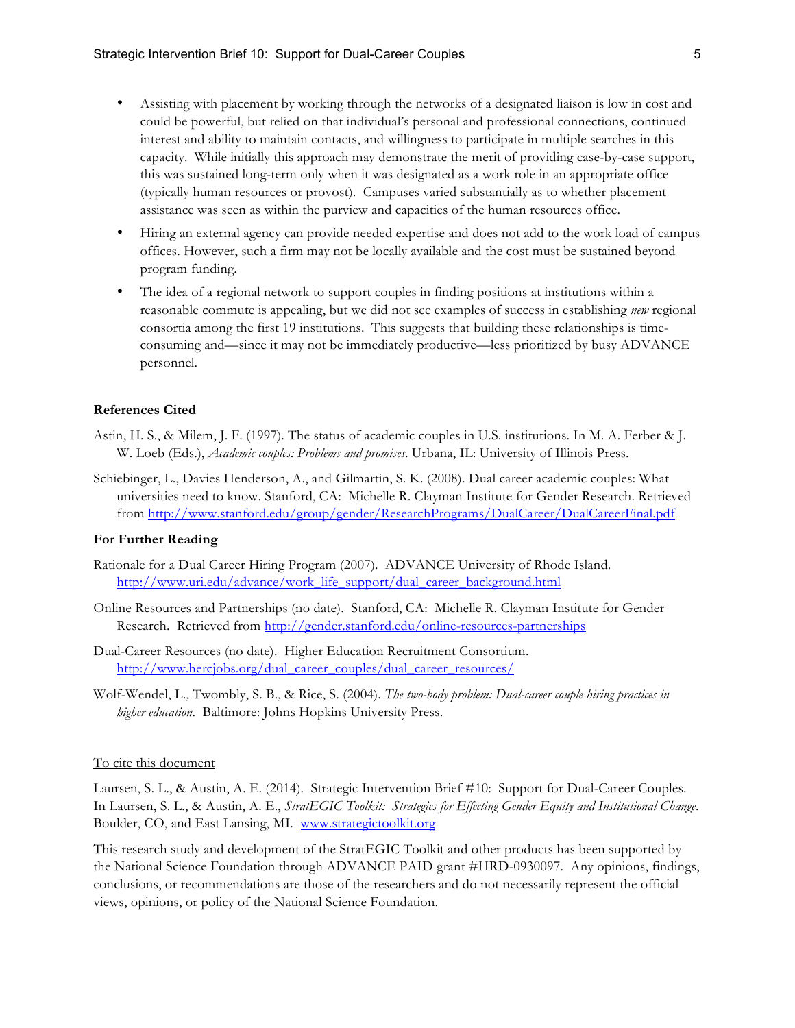- Assisting with placement by working through the networks of a designated liaison is low in cost and could be powerful, but relied on that individual's personal and professional connections, continued interest and ability to maintain contacts, and willingness to participate in multiple searches in this capacity. While initially this approach may demonstrate the merit of providing case-by-case support, this was sustained long-term only when it was designated as a work role in an appropriate office (typically human resources or provost). Campuses varied substantially as to whether placement assistance was seen as within the purview and capacities of the human resources office.
- Hiring an external agency can provide needed expertise and does not add to the work load of campus offices. However, such a firm may not be locally available and the cost must be sustained beyond program funding.
- The idea of a regional network to support couples in finding positions at institutions within a reasonable commute is appealing, but we did not see examples of success in establishing *new* regional consortia among the first 19 institutions. This suggests that building these relationships is time-consuming and—since it may not be immediately productive—less prioritized by busy ADVANCE personnel.

**References Cited**

Astin, H. S., & Milem, J. F. (1997). The status of academic couples in U.S. institutions. In M. A. Ferber & J. W. Loeb (Eds.), *Academic couples: Problems and promises*. Urbana, IL: University of Illinois Press.

Schiebinger, L., Davies Henderson, A., and Gilmartin, S. K. (2008). Dual career academic couples: What universities need to know. Stanford, CA: Michelle R. Clayman Institute for Gender Research. Retrieved from http://www.stanford.edu/group/gender/ResearchPrograms/DualCareer/DualCareerFinal.pdf

**For Further Reading**

Rationale for a Dual Career Hiring Program (2007). ADVANCE University of Rhode Island. http://www.uri.edu/advance/work_life_support/dual_career_background.html

Online Resources and Partnerships (no date). Stanford, CA: Michelle R. Clayman Institute for Gender Research. Retrieved from http://gender.stanford.edu/online-resources-partnerships

Dual-Career Resources (no date). Higher Education Recruitment Consortium. http://www.hercjobs.org/dual_career_couples/dual_career_resources/

Wolf-Wendel, L., Twombly, S. B., & Rice, S. (2004). *The two-body problem: Dual-career couple hiring practices in higher education*. Baltimore: Johns Hopkins University Press.

To cite this document

Laursen, S. L., & Austin, A. E. (2014). Strategic Intervention Brief #10: Support for Dual-Career Couples. In Laursen, S. L., & Austin, A. E., *StratEGIC Toolkit: Strategies for Effecting Gender Equity and Institutional Change*. Boulder, CO, and East Lansing, MI. www.strategictoolkit.org

This research study and development of the StratEGIC Toolkit and other products has been supported by the National Science Foundation through ADVANCE PAID grant #HRD-0930097. Any opinions, findings, conclusions, or recommendations are those of the researchers and do not necessarily represent the official views, opinions, or policy of the National Science Foundation.